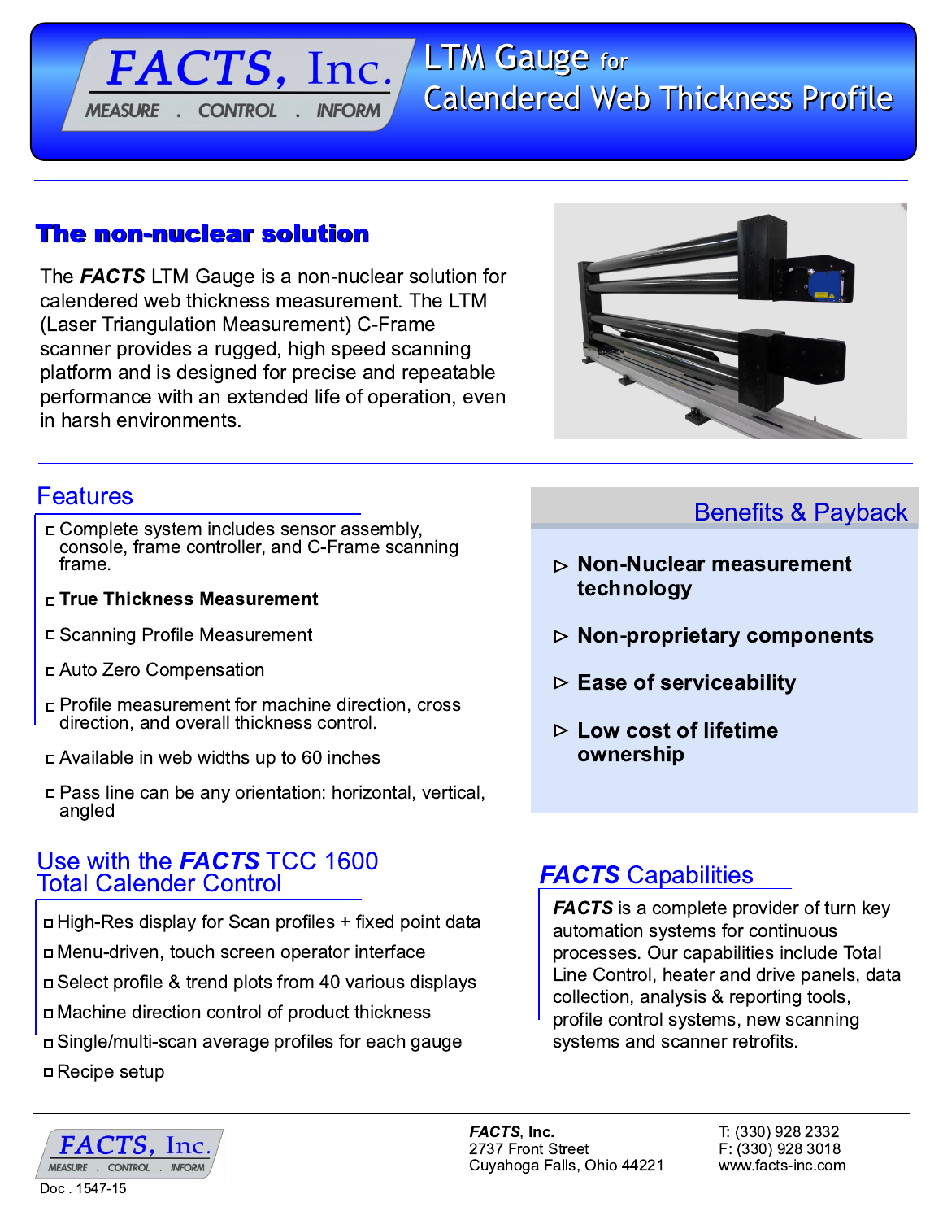# FACTS, Inc.

MEASURE . CONTROL . INFORM

# LTM Gauge for Calendered Web Thickness Profile

## The non-nuclear solution

The ***FACTS*** LTM Gauge is a non-nuclear solution for calendered web thickness measurement. The LTM (Laser Triangulation Measurement) C-Frame scanner provides a rugged, high speed scanning platform and is designed for precise and repeatable performance with an extended life of operation, even in harsh environments.

## Features

- Complete system includes sensor assembly, console, frame controller, and C-Frame scanning frame.
- **True Thickness Measurement**
- Scanning Profile Measurement
- Auto Zero Compensation
- Profile measurement for machine direction, cross direction, and overall thickness control.
- Available in web widths up to 60 inches
- Pass line can be any orientation: horizontal, vertical, angled

## Use with the *FACTS* TCC 1600 Total Calender Control

- High-Res display for Scan profiles + fixed point data
- Menu-driven, touch screen operator interface
- Select profile & trend plots from 40 various displays
- Machine direction control of product thickness
- Single/multi-scan average profiles for each gauge
- Recipe setup

## Benefits & Payback

- **Non-Nuclear measurement technology**
- **Non-proprietary components**
- **Ease of serviceability**
- **Low cost of lifetime ownership**

## *FACTS* Capabilities

***FACTS*** is a complete provider of turn key automation systems for continuous processes. Our capabilities include Total Line Control, heater and drive panels, data collection, analysis & reporting tools, profile control systems, new scanning systems and scanner retrofits.

---

***FACTS*, Inc.**
2737 Front Street
Cuyahoga Falls, Ohio 44221

T: (330) 928 2332
F: (330) 928 3018
www.facts-inc.com

Doc . 1547-15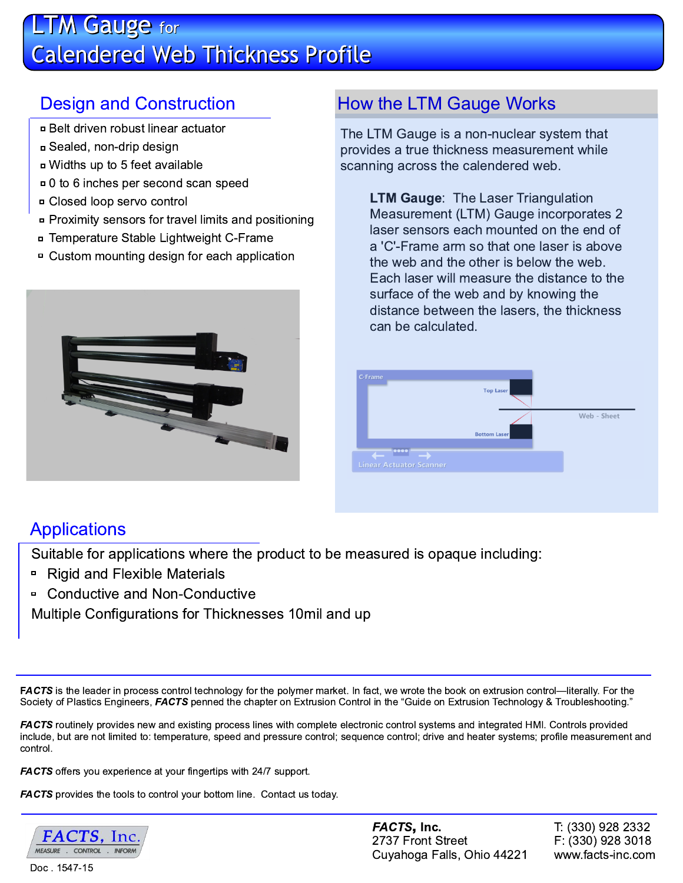# LTM Gauge for Calendered Web Thickness Profile

## Design and Construction

- Belt driven robust linear actuator
- Sealed, non-drip design
- Widths up to 5 feet available
- 0 to 6 inches per second scan speed
- Closed loop servo control
- Proximity sensors for travel limits and positioning
- Temperature Stable Lightweight C-Frame
- Custom mounting design for each application

## How the LTM Gauge Works

The LTM Gauge is a non-nuclear system that provides a true thickness measurement while scanning across the calendered web.

**LTM Gauge**: The Laser Triangulation Measurement (LTM) Gauge incorporates 2 laser sensors each mounted on the end of a 'C'-Frame arm so that one laser is above the web and the other is below the web. Each laser will measure the distance to the surface of the web and by knowing the distance between the lasers, the thickness can be calculated.

C-Frame

Top Laser

Web - Sheet

Bottom Laser

Linear Actuator Scanner

## Applications

Suitable for applications where the product to be measured is opaque including:

- Rigid and Flexible Materials
- Conductive and Non-Conductive

Multiple Configurations for Thicknesses 10mil and up

***FACTS*** is the leader in process control technology for the polymer market. In fact, we wrote the book on extrusion control—literally. For the Society of Plastics Engineers, ***FACTS*** penned the chapter on Extrusion Control in the “Guide on Extrusion Technology & Troubleshooting.”

***FACTS*** routinely provides new and existing process lines with complete electronic control systems and integrated HMI. Controls provided include, but are not limited to: temperature, speed and pressure control; sequence control; drive and heater systems; profile measurement and control.

***FACTS*** offers you experience at your fingertips with 24/7 support.

***FACTS*** provides the tools to control your bottom line. Contact us today.

FACTS, Inc.
MEASURE . CONTROL . INFORM

Doc . 1547-15

***FACTS*, Inc.**
2737 Front Street
Cuyahoga Falls, Ohio 44221

T: (330) 928 2332
F: (330) 928 3018
www.facts-inc.com